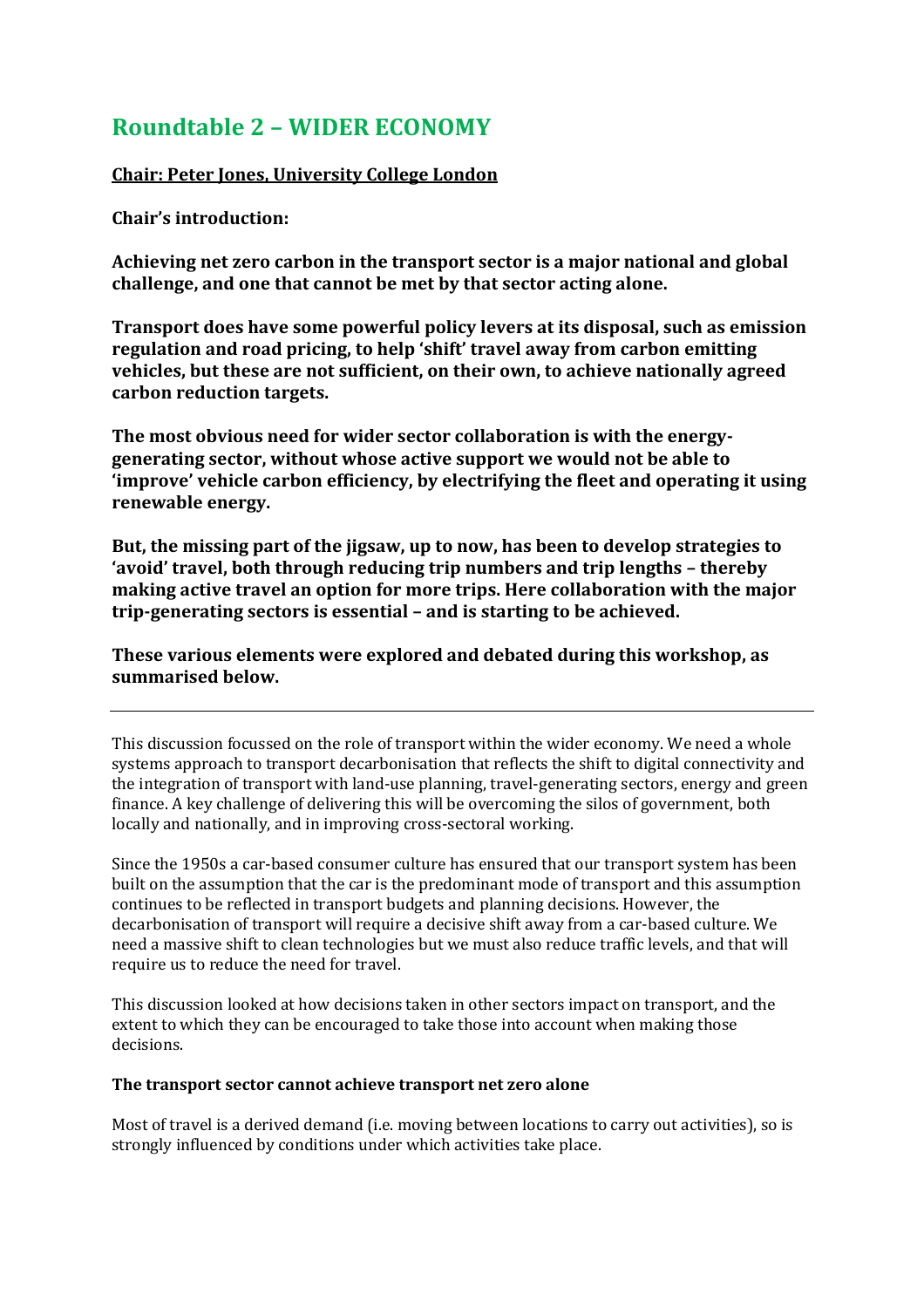# Roundtable 2 – WIDER ECONOMY

**Chair: Peter Jones, University College London**

**Chair's introduction:**

**Achieving net zero carbon in the transport sector is a major national and global challenge, and one that cannot be met by that sector acting alone.**

**Transport does have some powerful policy levers at its disposal, such as emission regulation and road pricing, to help 'shift' travel away from carbon emitting vehicles, but these are not sufficient, on their own, to achieve nationally agreed carbon reduction targets.**

**The most obvious need for wider sector collaboration is with the energy-generating sector, without whose active support we would not be able to 'improve' vehicle carbon efficiency, by electrifying the fleet and operating it using renewable energy.**

**But, the missing part of the jigsaw, up to now, has been to develop strategies to 'avoid' travel, both through reducing trip numbers and trip lengths – thereby making active travel an option for more trips. Here collaboration with the major trip-generating sectors is essential – and is starting to be achieved.**

**These various elements were explored and debated during this workshop, as summarised below.**

---

This discussion focussed on the role of transport within the wider economy. We need a whole systems approach to transport decarbonisation that reflects the shift to digital connectivity and the integration of transport with land-use planning, travel-generating sectors, energy and green finance. A key challenge of delivering this will be overcoming the silos of government, both locally and nationally, and in improving cross-sectoral working.

Since the 1950s a car-based consumer culture has ensured that our transport system has been built on the assumption that the car is the predominant mode of transport and this assumption continues to be reflected in transport budgets and planning decisions. However, the decarbonisation of transport will require a decisive shift away from a car-based culture. We need a massive shift to clean technologies but we must also reduce traffic levels, and that will require us to reduce the need for travel.

This discussion looked at how decisions taken in other sectors impact on transport, and the extent to which they can be encouraged to take those into account when making those decisions.

**The transport sector cannot achieve transport net zero alone**

Most of travel is a derived demand (i.e. moving between locations to carry out activities), so is strongly influenced by conditions under which activities take place.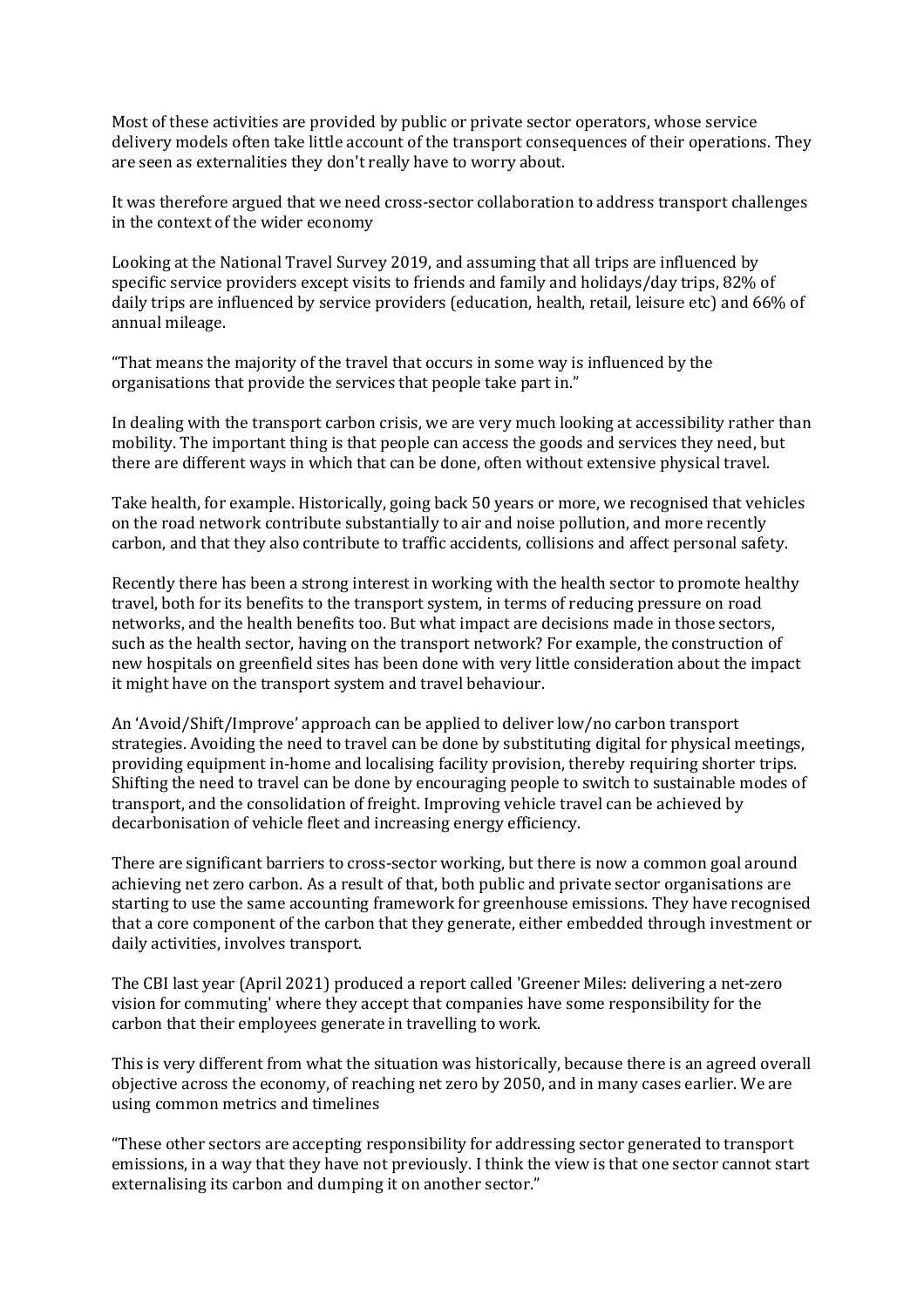Most of these activities are provided by public or private sector operators, whose service delivery models often take little account of the transport consequences of their operations. They are seen as externalities they don't really have to worry about.

It was therefore argued that we need cross-sector collaboration to address transport challenges in the context of the wider economy

Looking at the National Travel Survey 2019, and assuming that all trips are influenced by specific service providers except visits to friends and family and holidays/day trips, 82% of daily trips are influenced by service providers (education, health, retail, leisure etc) and 66% of annual mileage.

"That means the majority of the travel that occurs in some way is influenced by the organisations that provide the services that people take part in."

In dealing with the transport carbon crisis, we are very much looking at accessibility rather than mobility. The important thing is that people can access the goods and services they need, but there are different ways in which that can be done, often without extensive physical travel.

Take health, for example. Historically, going back 50 years or more, we recognised that vehicles on the road network contribute substantially to air and noise pollution, and more recently carbon, and that they also contribute to traffic accidents, collisions and affect personal safety.

Recently there has been a strong interest in working with the health sector to promote healthy travel, both for its benefits to the transport system, in terms of reducing pressure on road networks, and the health benefits too. But what impact are decisions made in those sectors, such as the health sector, having on the transport network? For example, the construction of new hospitals on greenfield sites has been done with very little consideration about the impact it might have on the transport system and travel behaviour.

An 'Avoid/Shift/Improve' approach can be applied to deliver low/no carbon transport strategies. Avoiding the need to travel can be done by substituting digital for physical meetings, providing equipment in-home and localising facility provision, thereby requiring shorter trips. Shifting the need to travel can be done by encouraging people to switch to sustainable modes of transport, and the consolidation of freight. Improving vehicle travel can be achieved by decarbonisation of vehicle fleet and increasing energy efficiency.

There are significant barriers to cross-sector working, but there is now a common goal around achieving net zero carbon. As a result of that, both public and private sector organisations are starting to use the same accounting framework for greenhouse emissions. They have recognised that a core component of the carbon that they generate, either embedded through investment or daily activities, involves transport.

The CBI last year (April 2021) produced a report called 'Greener Miles: delivering a net-zero vision for commuting' where they accept that companies have some responsibility for the carbon that their employees generate in travelling to work.

This is very different from what the situation was historically, because there is an agreed overall objective across the economy, of reaching net zero by 2050, and in many cases earlier. We are using common metrics and timelines

"These other sectors are accepting responsibility for addressing sector generated to transport emissions, in a way that they have not previously. I think the view is that one sector cannot start externalising its carbon and dumping it on another sector."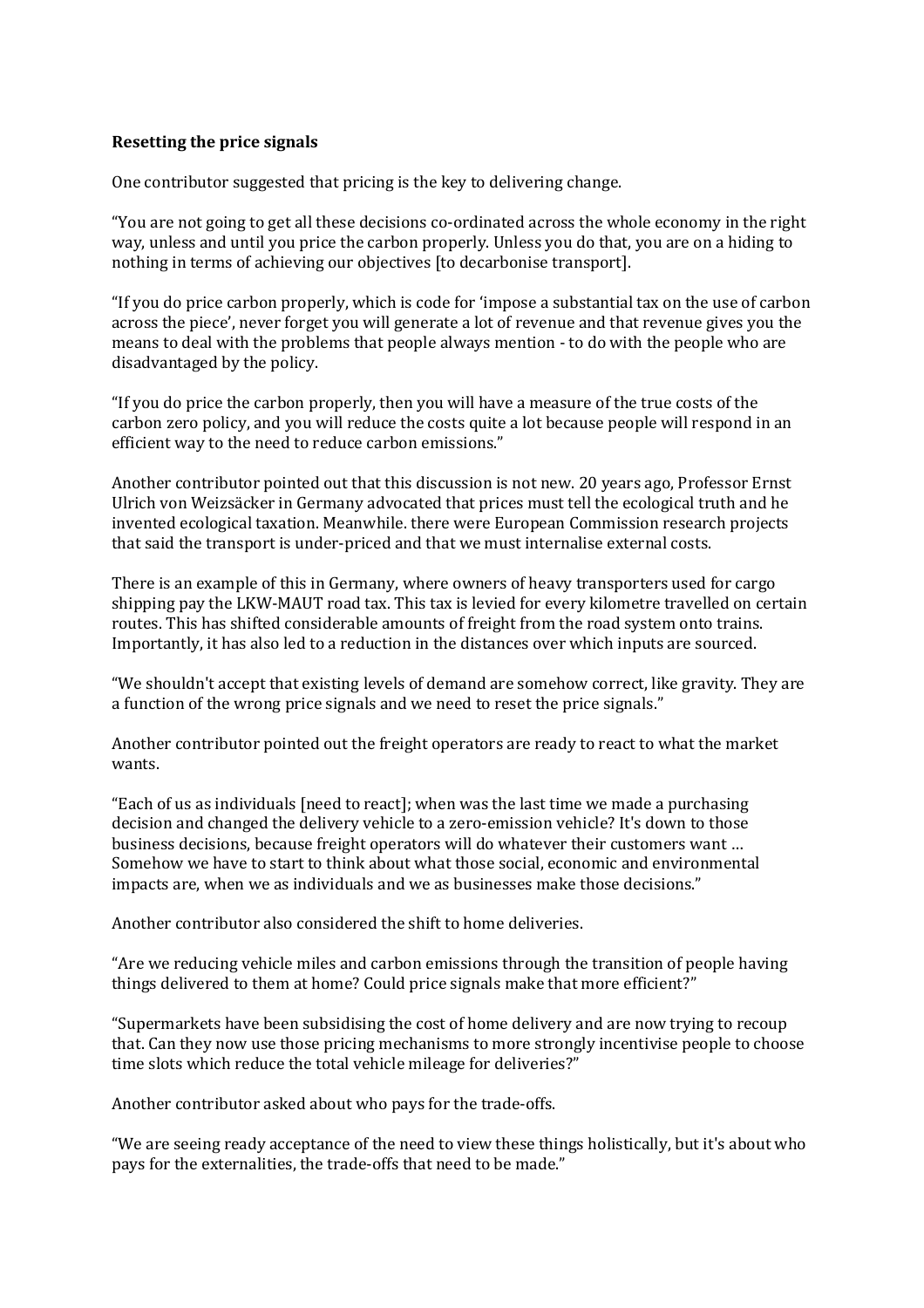**Resetting the price signals**

One contributor suggested that pricing is the key to delivering change.

"You are not going to get all these decisions co-ordinated across the whole economy in the right way, unless and until you price the carbon properly. Unless you do that, you are on a hiding to nothing in terms of achieving our objectives [to decarbonise transport].

"If you do price carbon properly, which is code for 'impose a substantial tax on the use of carbon across the piece', never forget you will generate a lot of revenue and that revenue gives you the means to deal with the problems that people always mention - to do with the people who are disadvantaged by the policy.

"If you do price the carbon properly, then you will have a measure of the true costs of the carbon zero policy, and you will reduce the costs quite a lot because people will respond in an efficient way to the need to reduce carbon emissions."

Another contributor pointed out that this discussion is not new. 20 years ago, Professor Ernst Ulrich von Weizsäcker in Germany advocated that prices must tell the ecological truth and he invented ecological taxation. Meanwhile. there were European Commission research projects that said the transport is under-priced and that we must internalise external costs.

There is an example of this in Germany, where owners of heavy transporters used for cargo shipping pay the LKW-MAUT road tax. This tax is levied for every kilometre travelled on certain routes. This has shifted considerable amounts of freight from the road system onto trains. Importantly, it has also led to a reduction in the distances over which inputs are sourced.

"We shouldn't accept that existing levels of demand are somehow correct, like gravity. They are a function of the wrong price signals and we need to reset the price signals."

Another contributor pointed out the freight operators are ready to react to what the market wants.

"Each of us as individuals [need to react]; when was the last time we made a purchasing decision and changed the delivery vehicle to a zero-emission vehicle? It's down to those business decisions, because freight operators will do whatever their customers want … Somehow we have to start to think about what those social, economic and environmental impacts are, when we as individuals and we as businesses make those decisions."

Another contributor also considered the shift to home deliveries.

"Are we reducing vehicle miles and carbon emissions through the transition of people having things delivered to them at home? Could price signals make that more efficient?"

"Supermarkets have been subsidising the cost of home delivery and are now trying to recoup that. Can they now use those pricing mechanisms to more strongly incentivise people to choose time slots which reduce the total vehicle mileage for deliveries?"

Another contributor asked about who pays for the trade-offs.

"We are seeing ready acceptance of the need to view these things holistically, but it's about who pays for the externalities, the trade-offs that need to be made."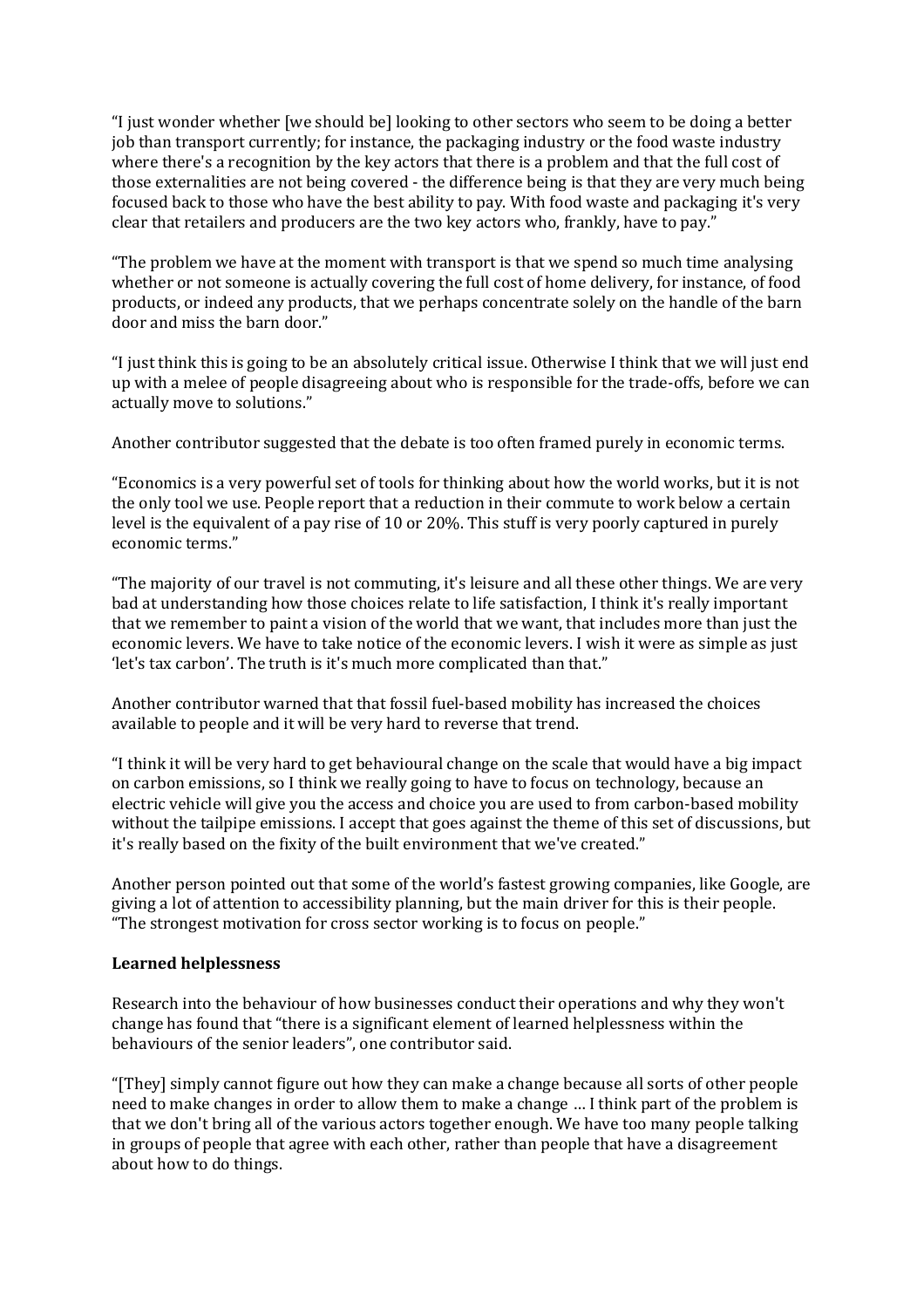"I just wonder whether [we should be] looking to other sectors who seem to be doing a better job than transport currently; for instance, the packaging industry or the food waste industry where there's a recognition by the key actors that there is a problem and that the full cost of those externalities are not being covered - the difference being is that they are very much being focused back to those who have the best ability to pay. With food waste and packaging it's very clear that retailers and producers are the two key actors who, frankly, have to pay."

"The problem we have at the moment with transport is that we spend so much time analysing whether or not someone is actually covering the full cost of home delivery, for instance, of food products, or indeed any products, that we perhaps concentrate solely on the handle of the barn door and miss the barn door."

"I just think this is going to be an absolutely critical issue. Otherwise I think that we will just end up with a melee of people disagreeing about who is responsible for the trade-offs, before we can actually move to solutions."

Another contributor suggested that the debate is too often framed purely in economic terms.

"Economics is a very powerful set of tools for thinking about how the world works, but it is not the only tool we use. People report that a reduction in their commute to work below a certain level is the equivalent of a pay rise of 10 or 20%. This stuff is very poorly captured in purely economic terms."

"The majority of our travel is not commuting, it's leisure and all these other things. We are very bad at understanding how those choices relate to life satisfaction, I think it's really important that we remember to paint a vision of the world that we want, that includes more than just the economic levers. We have to take notice of the economic levers. I wish it were as simple as just 'let's tax carbon'. The truth is it's much more complicated than that."

Another contributor warned that that fossil fuel-based mobility has increased the choices available to people and it will be very hard to reverse that trend.

"I think it will be very hard to get behavioural change on the scale that would have a big impact on carbon emissions, so I think we really going to have to focus on technology, because an electric vehicle will give you the access and choice you are used to from carbon-based mobility without the tailpipe emissions. I accept that goes against the theme of this set of discussions, but it's really based on the fixity of the built environment that we've created."

Another person pointed out that some of the world's fastest growing companies, like Google, are giving a lot of attention to accessibility planning, but the main driver for this is their people. "The strongest motivation for cross sector working is to focus on people."

**Learned helplessness**

Research into the behaviour of how businesses conduct their operations and why they won't change has found that "there is a significant element of learned helplessness within the behaviours of the senior leaders", one contributor said.

"[They] simply cannot figure out how they can make a change because all sorts of other people need to make changes in order to allow them to make a change … I think part of the problem is that we don't bring all of the various actors together enough. We have too many people talking in groups of people that agree with each other, rather than people that have a disagreement about how to do things.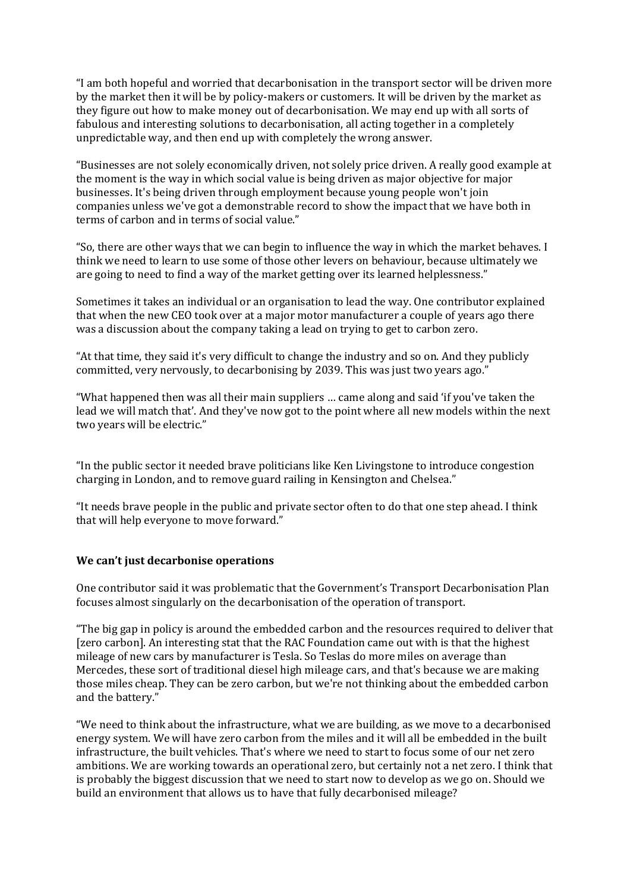"I am both hopeful and worried that decarbonisation in the transport sector will be driven more by the market then it will be by policy-makers or customers. It will be driven by the market as they figure out how to make money out of decarbonisation. We may end up with all sorts of fabulous and interesting solutions to decarbonisation, all acting together in a completely unpredictable way, and then end up with completely the wrong answer.

"Businesses are not solely economically driven, not solely price driven. A really good example at the moment is the way in which social value is being driven as major objective for major businesses. It's being driven through employment because young people won't join companies unless we've got a demonstrable record to show the impact that we have both in terms of carbon and in terms of social value."

"So, there are other ways that we can begin to influence the way in which the market behaves. I think we need to learn to use some of those other levers on behaviour, because ultimately we are going to need to find a way of the market getting over its learned helplessness."

Sometimes it takes an individual or an organisation to lead the way. One contributor explained that when the new CEO took over at a major motor manufacturer a couple of years ago there was a discussion about the company taking a lead on trying to get to carbon zero.

"At that time, they said it's very difficult to change the industry and so on. And they publicly committed, very nervously, to decarbonising by 2039. This was just two years ago."

"What happened then was all their main suppliers … came along and said 'if you've taken the lead we will match that'. And they've now got to the point where all new models within the next two years will be electric."

"In the public sector it needed brave politicians like Ken Livingstone to introduce congestion charging in London, and to remove guard railing in Kensington and Chelsea."

"It needs brave people in the public and private sector often to do that one step ahead. I think that will help everyone to move forward."

**We can't just decarbonise operations**

One contributor said it was problematic that the Government's Transport Decarbonisation Plan focuses almost singularly on the decarbonisation of the operation of transport.

"The big gap in policy is around the embedded carbon and the resources required to deliver that [zero carbon]. An interesting stat that the RAC Foundation came out with is that the highest mileage of new cars by manufacturer is Tesla. So Teslas do more miles on average than Mercedes, these sort of traditional diesel high mileage cars, and that's because we are making those miles cheap. They can be zero carbon, but we're not thinking about the embedded carbon and the battery."

"We need to think about the infrastructure, what we are building, as we move to a decarbonised energy system. We will have zero carbon from the miles and it will all be embedded in the built infrastructure, the built vehicles. That's where we need to start to focus some of our net zero ambitions. We are working towards an operational zero, but certainly not a net zero. I think that is probably the biggest discussion that we need to start now to develop as we go on. Should we build an environment that allows us to have that fully decarbonised mileage?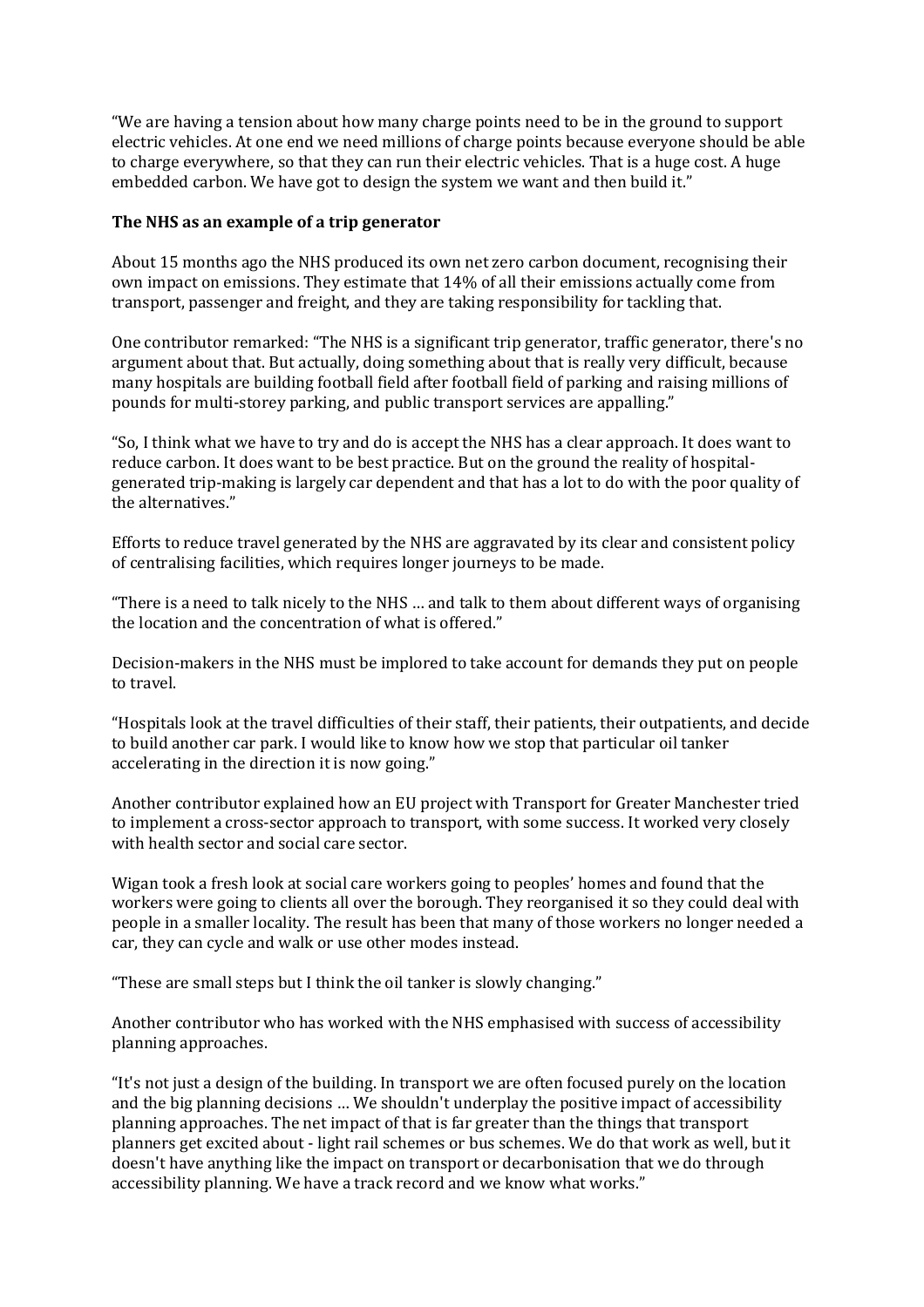"We are having a tension about how many charge points need to be in the ground to support electric vehicles. At one end we need millions of charge points because everyone should be able to charge everywhere, so that they can run their electric vehicles. That is a huge cost. A huge embedded carbon. We have got to design the system we want and then build it."

**The NHS as an example of a trip generator**

About 15 months ago the NHS produced its own net zero carbon document, recognising their own impact on emissions. They estimate that 14% of all their emissions actually come from transport, passenger and freight, and they are taking responsibility for tackling that.

One contributor remarked: "The NHS is a significant trip generator, traffic generator, there's no argument about that. But actually, doing something about that is really very difficult, because many hospitals are building football field after football field of parking and raising millions of pounds for multi-storey parking, and public transport services are appalling."

"So, I think what we have to try and do is accept the NHS has a clear approach. It does want to reduce carbon. It does want to be best practice. But on the ground the reality of hospital-generated trip-making is largely car dependent and that has a lot to do with the poor quality of the alternatives."

Efforts to reduce travel generated by the NHS are aggravated by its clear and consistent policy of centralising facilities, which requires longer journeys to be made.

"There is a need to talk nicely to the NHS … and talk to them about different ways of organising the location and the concentration of what is offered."

Decision-makers in the NHS must be implored to take account for demands they put on people to travel.

"Hospitals look at the travel difficulties of their staff, their patients, their outpatients, and decide to build another car park. I would like to know how we stop that particular oil tanker accelerating in the direction it is now going."

Another contributor explained how an EU project with Transport for Greater Manchester tried to implement a cross-sector approach to transport, with some success. It worked very closely with health sector and social care sector.

Wigan took a fresh look at social care workers going to peoples' homes and found that the workers were going to clients all over the borough. They reorganised it so they could deal with people in a smaller locality. The result has been that many of those workers no longer needed a car, they can cycle and walk or use other modes instead.

"These are small steps but I think the oil tanker is slowly changing."

Another contributor who has worked with the NHS emphasised with success of accessibility planning approaches.

"It's not just a design of the building. In transport we are often focused purely on the location and the big planning decisions … We shouldn't underplay the positive impact of accessibility planning approaches. The net impact of that is far greater than the things that transport planners get excited about - light rail schemes or bus schemes. We do that work as well, but it doesn't have anything like the impact on transport or decarbonisation that we do through accessibility planning. We have a track record and we know what works."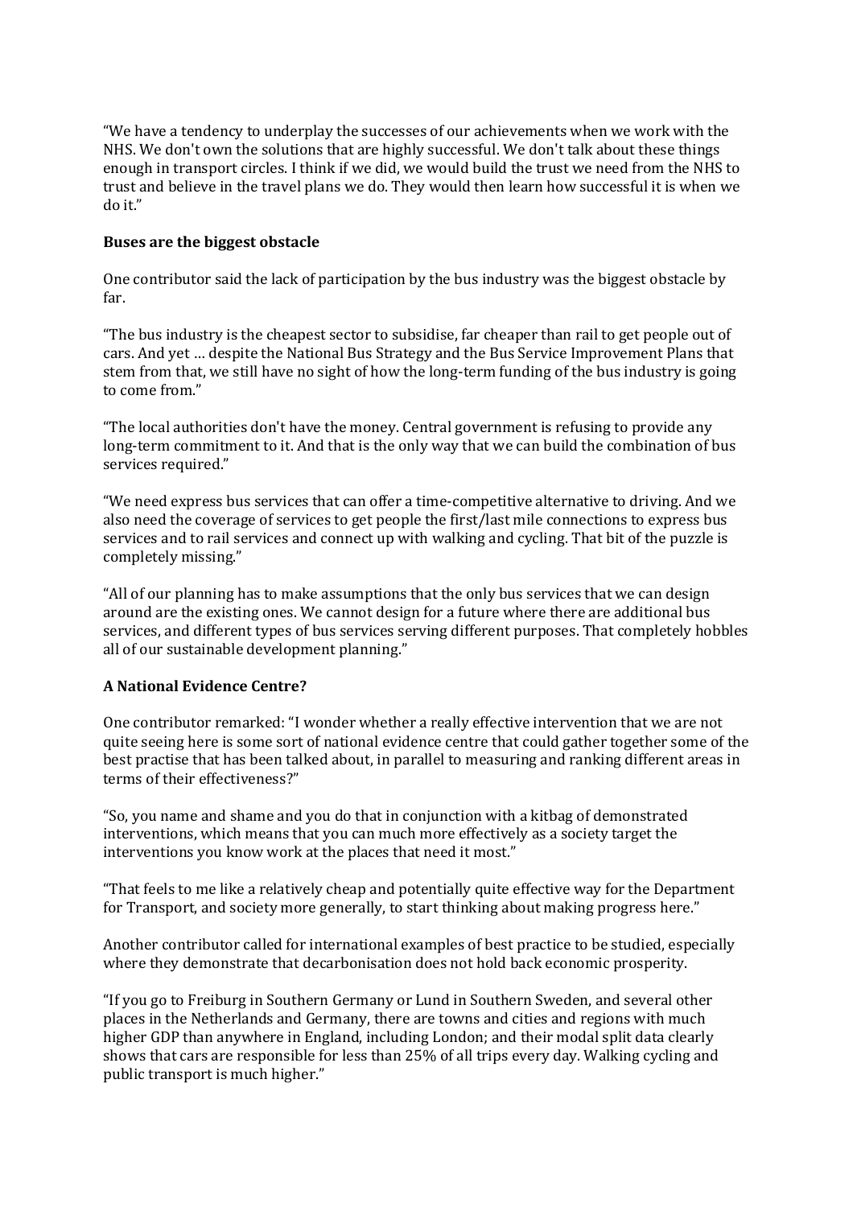"We have a tendency to underplay the successes of our achievements when we work with the NHS. We don't own the solutions that are highly successful. We don't talk about these things enough in transport circles. I think if we did, we would build the trust we need from the NHS to trust and believe in the travel plans we do. They would then learn how successful it is when we do it."

**Buses are the biggest obstacle**

One contributor said the lack of participation by the bus industry was the biggest obstacle by far.

"The bus industry is the cheapest sector to subsidise, far cheaper than rail to get people out of cars. And yet … despite the National Bus Strategy and the Bus Service Improvement Plans that stem from that, we still have no sight of how the long-term funding of the bus industry is going to come from."

"The local authorities don't have the money. Central government is refusing to provide any long-term commitment to it. And that is the only way that we can build the combination of bus services required."

"We need express bus services that can offer a time-competitive alternative to driving. And we also need the coverage of services to get people the first/last mile connections to express bus services and to rail services and connect up with walking and cycling. That bit of the puzzle is completely missing."

"All of our planning has to make assumptions that the only bus services that we can design around are the existing ones. We cannot design for a future where there are additional bus services, and different types of bus services serving different purposes. That completely hobbles all of our sustainable development planning."

**A National Evidence Centre?**

One contributor remarked: "I wonder whether a really effective intervention that we are not quite seeing here is some sort of national evidence centre that could gather together some of the best practise that has been talked about, in parallel to measuring and ranking different areas in terms of their effectiveness?"

"So, you name and shame and you do that in conjunction with a kitbag of demonstrated interventions, which means that you can much more effectively as a society target the interventions you know work at the places that need it most."

"That feels to me like a relatively cheap and potentially quite effective way for the Department for Transport, and society more generally, to start thinking about making progress here."

Another contributor called for international examples of best practice to be studied, especially where they demonstrate that decarbonisation does not hold back economic prosperity.

"If you go to Freiburg in Southern Germany or Lund in Southern Sweden, and several other places in the Netherlands and Germany, there are towns and cities and regions with much higher GDP than anywhere in England, including London; and their modal split data clearly shows that cars are responsible for less than 25% of all trips every day. Walking cycling and public transport is much higher."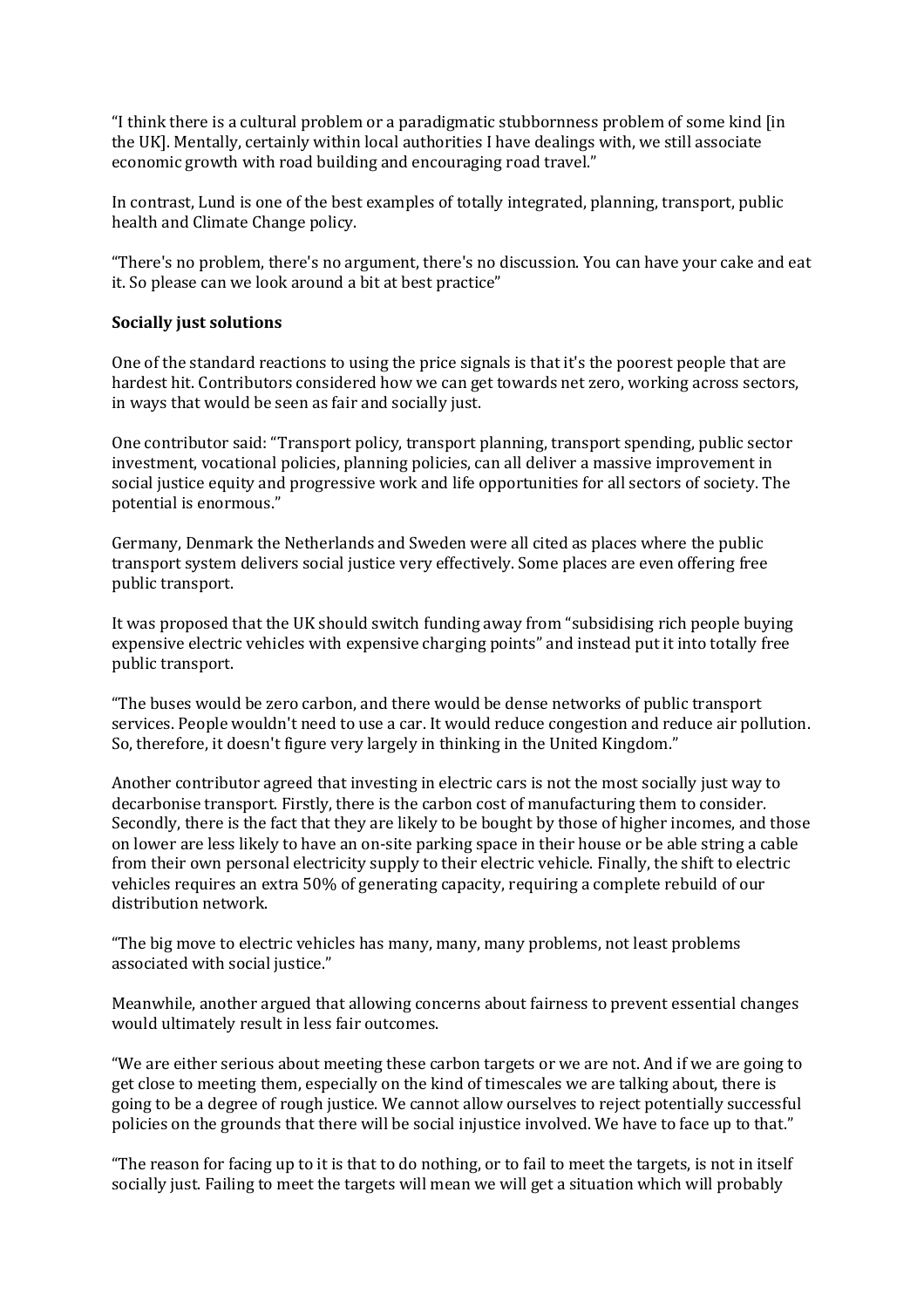"I think there is a cultural problem or a paradigmatic stubbornness problem of some kind [in the UK]. Mentally, certainly within local authorities I have dealings with, we still associate economic growth with road building and encouraging road travel."

In contrast, Lund is one of the best examples of totally integrated, planning, transport, public health and Climate Change policy.

"There's no problem, there's no argument, there's no discussion. You can have your cake and eat it. So please can we look around a bit at best practice"

**Socially just solutions**

One of the standard reactions to using the price signals is that it's the poorest people that are hardest hit. Contributors considered how we can get towards net zero, working across sectors, in ways that would be seen as fair and socially just.

One contributor said: "Transport policy, transport planning, transport spending, public sector investment, vocational policies, planning policies, can all deliver a massive improvement in social justice equity and progressive work and life opportunities for all sectors of society. The potential is enormous."

Germany, Denmark the Netherlands and Sweden were all cited as places where the public transport system delivers social justice very effectively. Some places are even offering free public transport.

It was proposed that the UK should switch funding away from "subsidising rich people buying expensive electric vehicles with expensive charging points" and instead put it into totally free public transport.

"The buses would be zero carbon, and there would be dense networks of public transport services. People wouldn't need to use a car. It would reduce congestion and reduce air pollution. So, therefore, it doesn't figure very largely in thinking in the United Kingdom."

Another contributor agreed that investing in electric cars is not the most socially just way to decarbonise transport. Firstly, there is the carbon cost of manufacturing them to consider. Secondly, there is the fact that they are likely to be bought by those of higher incomes, and those on lower are less likely to have an on-site parking space in their house or be able string a cable from their own personal electricity supply to their electric vehicle. Finally, the shift to electric vehicles requires an extra 50% of generating capacity, requiring a complete rebuild of our distribution network.

"The big move to electric vehicles has many, many, many problems, not least problems associated with social justice."

Meanwhile, another argued that allowing concerns about fairness to prevent essential changes would ultimately result in less fair outcomes.

"We are either serious about meeting these carbon targets or we are not. And if we are going to get close to meeting them, especially on the kind of timescales we are talking about, there is going to be a degree of rough justice. We cannot allow ourselves to reject potentially successful policies on the grounds that there will be social injustice involved. We have to face up to that."

"The reason for facing up to it is that to do nothing, or to fail to meet the targets, is not in itself socially just. Failing to meet the targets will mean we will get a situation which will probably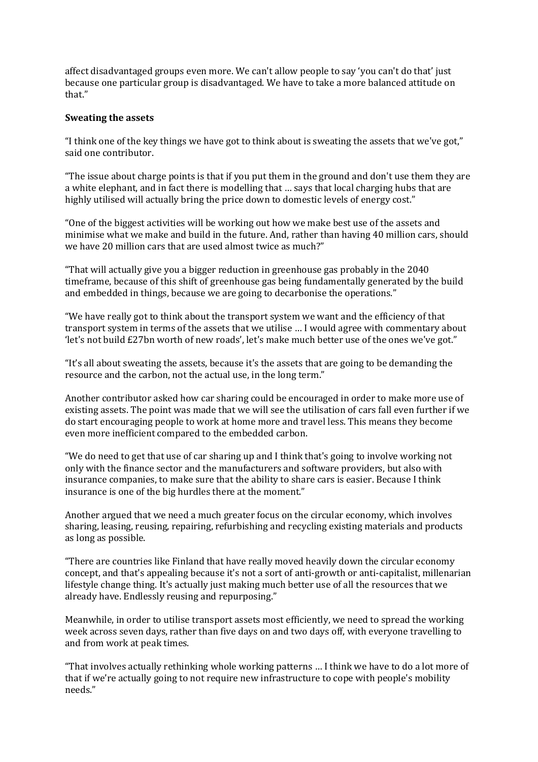affect disadvantaged groups even more. We can't allow people to say 'you can't do that' just because one particular group is disadvantaged. We have to take a more balanced attitude on that."

**Sweating the assets**

"I think one of the key things we have got to think about is sweating the assets that we've got," said one contributor.

"The issue about charge points is that if you put them in the ground and don't use them they are a white elephant, and in fact there is modelling that … says that local charging hubs that are highly utilised will actually bring the price down to domestic levels of energy cost."

"One of the biggest activities will be working out how we make best use of the assets and minimise what we make and build in the future. And, rather than having 40 million cars, should we have 20 million cars that are used almost twice as much?"

"That will actually give you a bigger reduction in greenhouse gas probably in the 2040 timeframe, because of this shift of greenhouse gas being fundamentally generated by the build and embedded in things, because we are going to decarbonise the operations."

"We have really got to think about the transport system we want and the efficiency of that transport system in terms of the assets that we utilise … I would agree with commentary about 'let's not build £27bn worth of new roads', let's make much better use of the ones we've got."

"It's all about sweating the assets, because it's the assets that are going to be demanding the resource and the carbon, not the actual use, in the long term."

Another contributor asked how car sharing could be encouraged in order to make more use of existing assets. The point was made that we will see the utilisation of cars fall even further if we do start encouraging people to work at home more and travel less. This means they become even more inefficient compared to the embedded carbon.

"We do need to get that use of car sharing up and I think that's going to involve working not only with the finance sector and the manufacturers and software providers, but also with insurance companies, to make sure that the ability to share cars is easier. Because I think insurance is one of the big hurdles there at the moment."

Another argued that we need a much greater focus on the circular economy, which involves sharing, leasing, reusing, repairing, refurbishing and recycling existing materials and products as long as possible.

"There are countries like Finland that have really moved heavily down the circular economy concept, and that's appealing because it's not a sort of anti-growth or anti-capitalist, millenarian lifestyle change thing. It's actually just making much better use of all the resources that we already have. Endlessly reusing and repurposing."

Meanwhile, in order to utilise transport assets most efficiently, we need to spread the working week across seven days, rather than five days on and two days off, with everyone travelling to and from work at peak times.

"That involves actually rethinking whole working patterns … I think we have to do a lot more of that if we're actually going to not require new infrastructure to cope with people's mobility needs."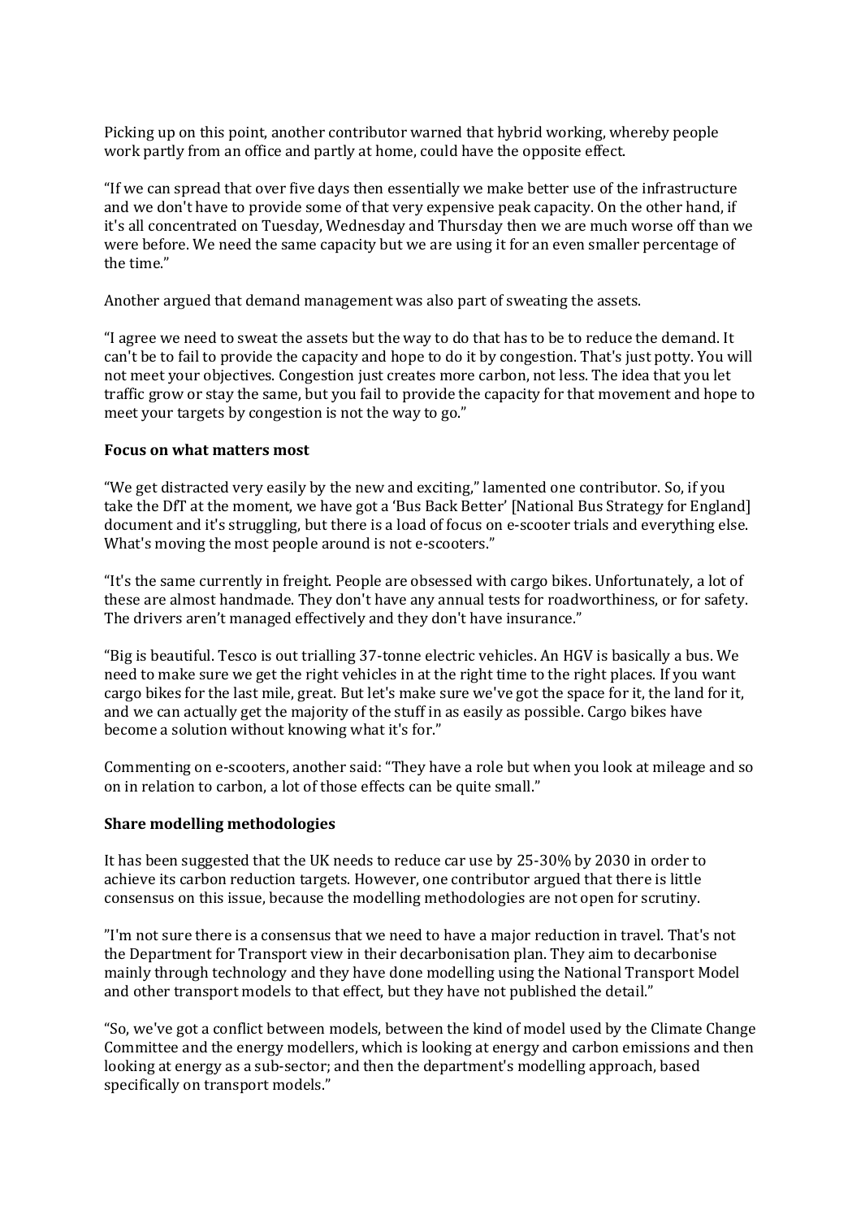Picking up on this point, another contributor warned that hybrid working, whereby people work partly from an office and partly at home, could have the opposite effect.

"If we can spread that over five days then essentially we make better use of the infrastructure and we don't have to provide some of that very expensive peak capacity. On the other hand, if it's all concentrated on Tuesday, Wednesday and Thursday then we are much worse off than we were before. We need the same capacity but we are using it for an even smaller percentage of the time."

Another argued that demand management was also part of sweating the assets.

"I agree we need to sweat the assets but the way to do that has to be to reduce the demand. It can't be to fail to provide the capacity and hope to do it by congestion. That's just potty. You will not meet your objectives. Congestion just creates more carbon, not less. The idea that you let traffic grow or stay the same, but you fail to provide the capacity for that movement and hope to meet your targets by congestion is not the way to go."

**Focus on what matters most**

"We get distracted very easily by the new and exciting," lamented one contributor. So, if you take the DfT at the moment, we have got a 'Bus Back Better' [National Bus Strategy for England] document and it's struggling, but there is a load of focus on e-scooter trials and everything else. What's moving the most people around is not e-scooters."

"It's the same currently in freight. People are obsessed with cargo bikes. Unfortunately, a lot of these are almost handmade. They don't have any annual tests for roadworthiness, or for safety. The drivers aren't managed effectively and they don't have insurance."

"Big is beautiful. Tesco is out trialling 37-tonne electric vehicles. An HGV is basically a bus. We need to make sure we get the right vehicles in at the right time to the right places. If you want cargo bikes for the last mile, great. But let's make sure we've got the space for it, the land for it, and we can actually get the majority of the stuff in as easily as possible. Cargo bikes have become a solution without knowing what it's for."

Commenting on e-scooters, another said: "They have a role but when you look at mileage and so on in relation to carbon, a lot of those effects can be quite small."

**Share modelling methodologies**

It has been suggested that the UK needs to reduce car use by 25-30% by 2030 in order to achieve its carbon reduction targets. However, one contributor argued that there is little consensus on this issue, because the modelling methodologies are not open for scrutiny.

"I'm not sure there is a consensus that we need to have a major reduction in travel. That's not the Department for Transport view in their decarbonisation plan. They aim to decarbonise mainly through technology and they have done modelling using the National Transport Model and other transport models to that effect, but they have not published the detail."

"So, we've got a conflict between models, between the kind of model used by the Climate Change Committee and the energy modellers, which is looking at energy and carbon emissions and then looking at energy as a sub-sector; and then the department's modelling approach, based specifically on transport models."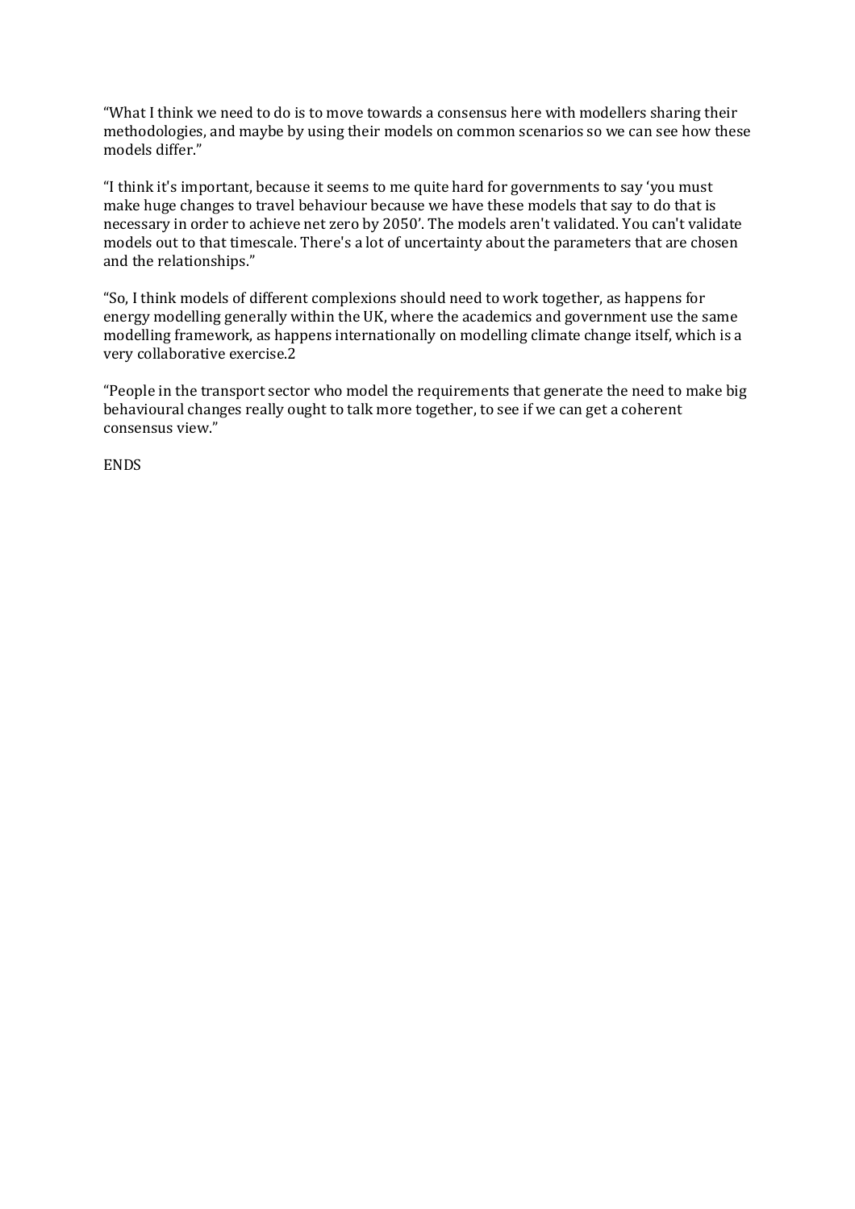"What I think we need to do is to move towards a consensus here with modellers sharing their methodologies, and maybe by using their models on common scenarios so we can see how these models differ."

"I think it's important, because it seems to me quite hard for governments to say 'you must make huge changes to travel behaviour because we have these models that say to do that is necessary in order to achieve net zero by 2050'. The models aren't validated. You can't validate models out to that timescale. There's a lot of uncertainty about the parameters that are chosen and the relationships."

"So, I think models of different complexions should need to work together, as happens for energy modelling generally within the UK, where the academics and government use the same modelling framework, as happens internationally on modelling climate change itself, which is a very collaborative exercise.2

"People in the transport sector who model the requirements that generate the need to make big behavioural changes really ought to talk more together, to see if we can get a coherent consensus view."

ENDS